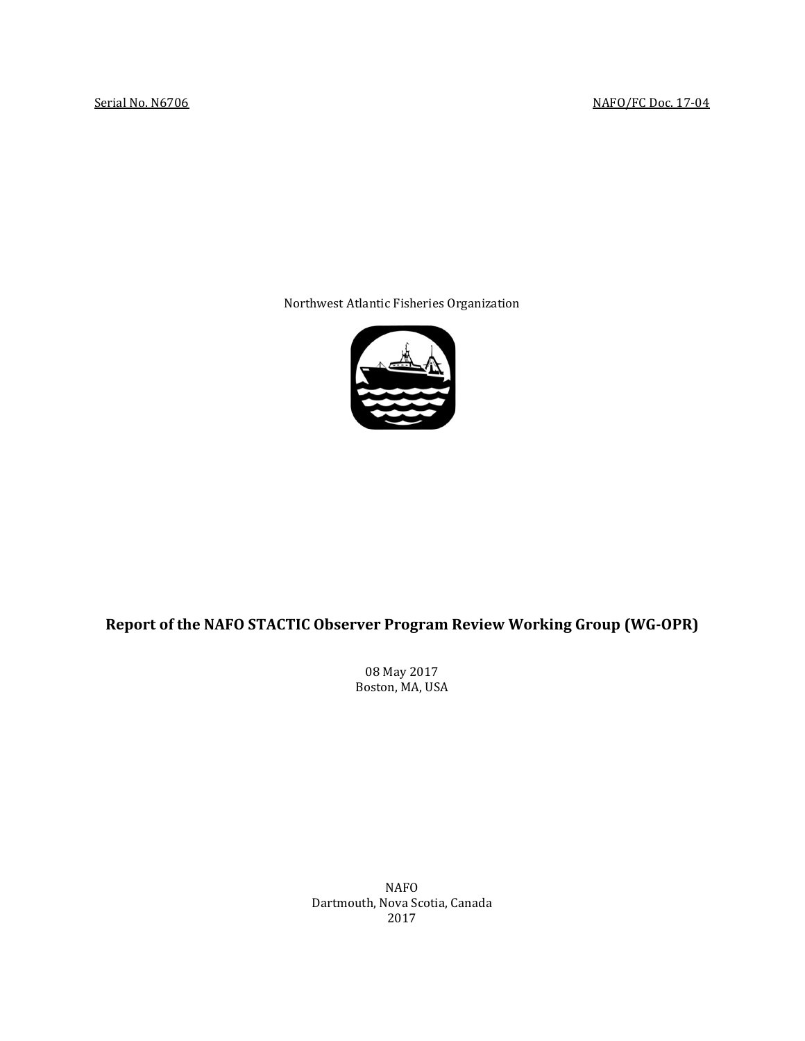Serial No. N6706 NAFO/FC Doc. 17-04

Northwest Atlantic Fisheries Organization

# Report of the NAFO STACTIC Observer Program Review Working Group (WG-OPR)

08 May 2017

Boston, MA, USA

NAFO

Dartmouth, Nova Scotia, Canada

2017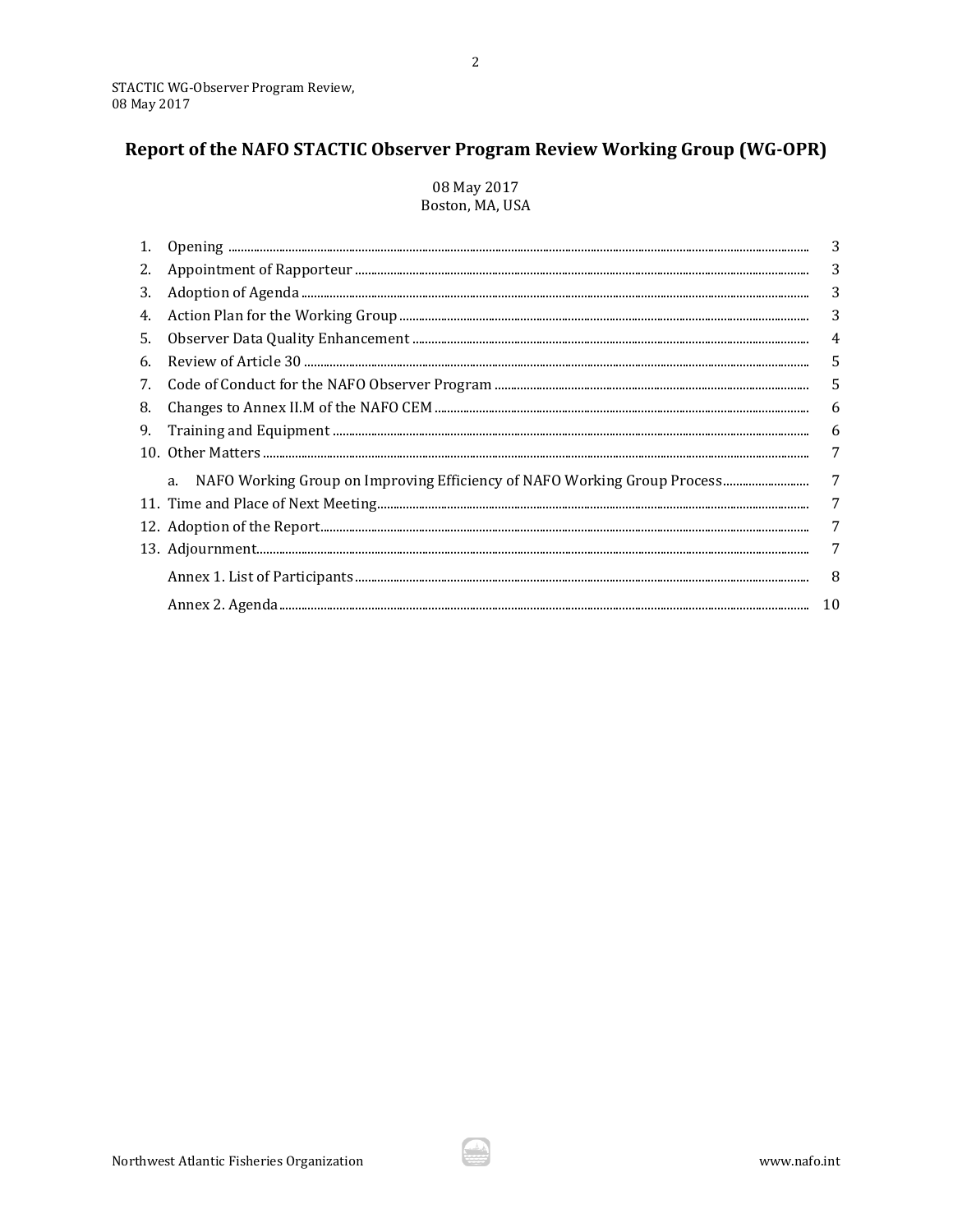# Report of the NAFO STACTIC Observer Program Review Working Group (WG-OPR)

08 May 2017
Boston, MA, USA

| | | |
|---|---|---|
| 1. | Opening | 3 |
| 2. | Appointment of Rapporteur | 3 |
| 3. | Adoption of Agenda | 3 |
| 4. | Action Plan for the Working Group | 3 |
| 5. | Observer Data Quality Enhancement | 4 |
| 6. | Review of Article 30 | 5 |
| 7. | Code of Conduct for the NAFO Observer Program | 5 |
| 8. | Changes to Annex II.M of the NAFO CEM | 6 |
| 9. | Training and Equipment | 6 |
| 10. | Other Matters | 7 |
| | a. NAFO Working Group on Improving Efficiency of NAFO Working Group Process | 7 |
| 11. | Time and Place of Next Meeting | 7 |
| 12. | Adoption of the Report | 7 |
| 13. | Adjournment | 7 |
| | Annex 1. List of Participants | 8 |
| | Annex 2. Agenda | 10 |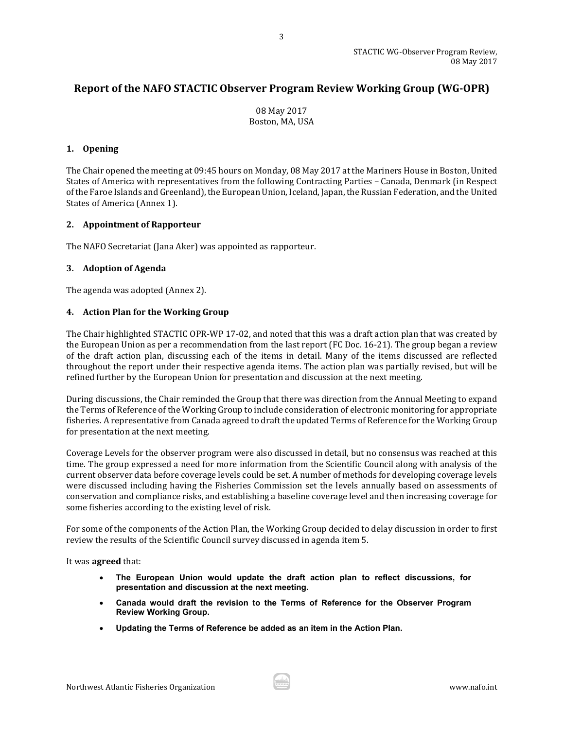# Report of the NAFO STACTIC Observer Program Review Working Group (WG-OPR)

08 May 2017
Boston, MA, USA

## 1. Opening

The Chair opened the meeting at 09:45 hours on Monday, 08 May 2017 at the Mariners House in Boston, United States of America with representatives from the following Contracting Parties – Canada, Denmark (in Respect of the Faroe Islands and Greenland), the European Union, Iceland, Japan, the Russian Federation, and the United States of America (Annex 1).

## 2. Appointment of Rapporteur

The NAFO Secretariat (Jana Aker) was appointed as rapporteur.

## 3. Adoption of Agenda

The agenda was adopted (Annex 2).

## 4. Action Plan for the Working Group

The Chair highlighted STACTIC OPR-WP 17-02, and noted that this was a draft action plan that was created by the European Union as per a recommendation from the last report (FC Doc. 16-21). The group began a review of the draft action plan, discussing each of the items in detail. Many of the items discussed are reflected throughout the report under their respective agenda items. The action plan was partially revised, but will be refined further by the European Union for presentation and discussion at the next meeting.

During discussions, the Chair reminded the Group that there was direction from the Annual Meeting to expand the Terms of Reference of the Working Group to include consideration of electronic monitoring for appropriate fisheries. A representative from Canada agreed to draft the updated Terms of Reference for the Working Group for presentation at the next meeting.

Coverage Levels for the observer program were also discussed in detail, but no consensus was reached at this time. The group expressed a need for more information from the Scientific Council along with analysis of the current observer data before coverage levels could be set. A number of methods for developing coverage levels were discussed including having the Fisheries Commission set the levels annually based on assessments of conservation and compliance risks, and establishing a baseline coverage level and then increasing coverage for some fisheries according to the existing level of risk.

For some of the components of the Action Plan, the Working Group decided to delay discussion in order to first review the results of the Scientific Council survey discussed in agenda item 5.

It was **agreed** that:

- **The European Union would update the draft action plan to reflect discussions, for presentation and discussion at the next meeting.**
- **Canada would draft the revision to the Terms of Reference for the Observer Program Review Working Group.**
- **Updating the Terms of Reference be added as an item in the Action Plan.**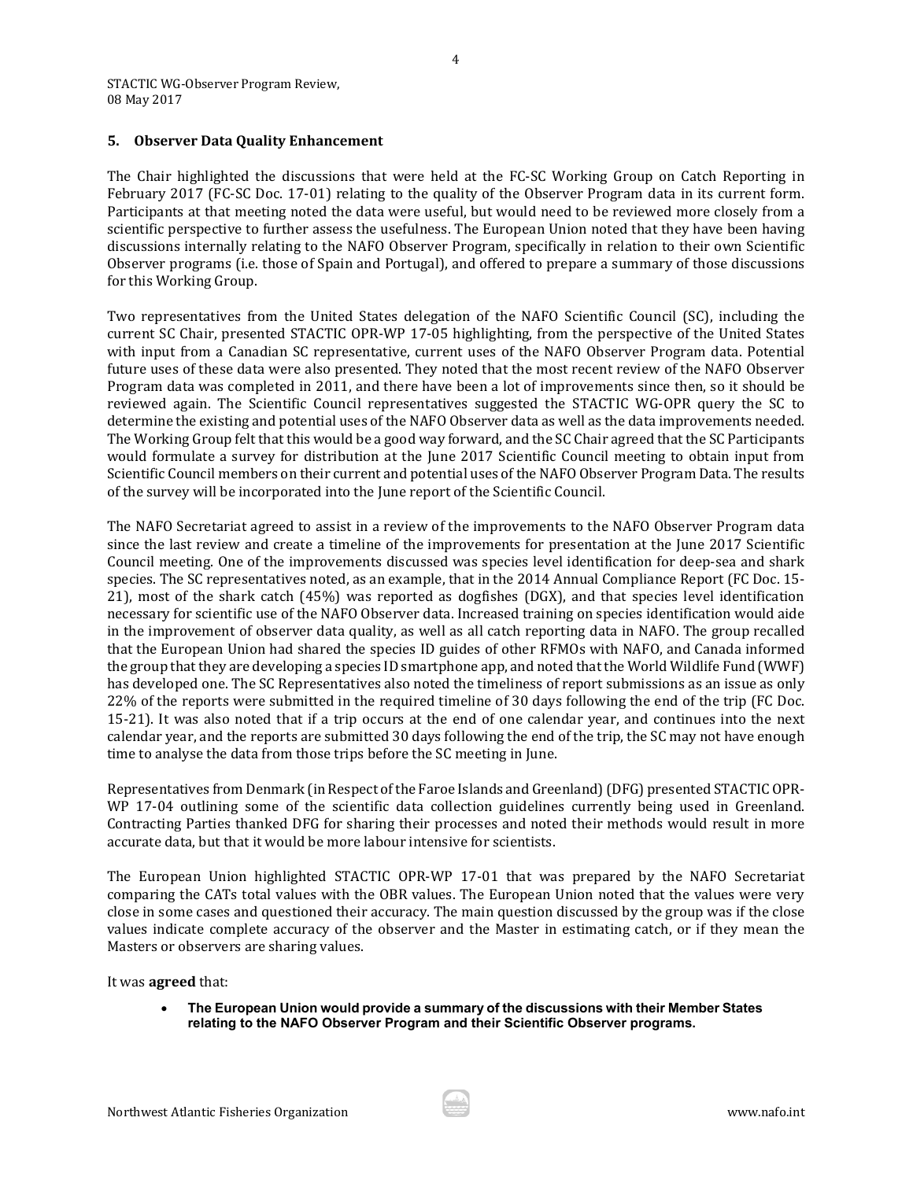## 5. Observer Data Quality Enhancement

The Chair highlighted the discussions that were held at the FC-SC Working Group on Catch Reporting in February 2017 (FC-SC Doc. 17-01) relating to the quality of the Observer Program data in its current form. Participants at that meeting noted the data were useful, but would need to be reviewed more closely from a scientific perspective to further assess the usefulness. The European Union noted that they have been having discussions internally relating to the NAFO Observer Program, specifically in relation to their own Scientific Observer programs (i.e. those of Spain and Portugal), and offered to prepare a summary of those discussions for this Working Group.

Two representatives from the United States delegation of the NAFO Scientific Council (SC), including the current SC Chair, presented STACTIC OPR-WP 17-05 highlighting, from the perspective of the United States with input from a Canadian SC representative, current uses of the NAFO Observer Program data. Potential future uses of these data were also presented. They noted that the most recent review of the NAFO Observer Program data was completed in 2011, and there have been a lot of improvements since then, so it should be reviewed again. The Scientific Council representatives suggested the STACTIC WG-OPR query the SC to determine the existing and potential uses of the NAFO Observer data as well as the data improvements needed. The Working Group felt that this would be a good way forward, and the SC Chair agreed that the SC Participants would formulate a survey for distribution at the June 2017 Scientific Council meeting to obtain input from Scientific Council members on their current and potential uses of the NAFO Observer Program Data. The results of the survey will be incorporated into the June report of the Scientific Council.

The NAFO Secretariat agreed to assist in a review of the improvements to the NAFO Observer Program data since the last review and create a timeline of the improvements for presentation at the June 2017 Scientific Council meeting. One of the improvements discussed was species level identification for deep-sea and shark species. The SC representatives noted, as an example, that in the 2014 Annual Compliance Report (FC Doc. 15-21), most of the shark catch (45%) was reported as dogfishes (DGX), and that species level identification necessary for scientific use of the NAFO Observer data. Increased training on species identification would aide in the improvement of observer data quality, as well as all catch reporting data in NAFO. The group recalled that the European Union had shared the species ID guides of other RFMOs with NAFO, and Canada informed the group that they are developing a species ID smartphone app, and noted that the World Wildlife Fund (WWF) has developed one. The SC Representatives also noted the timeliness of report submissions as an issue as only 22% of the reports were submitted in the required timeline of 30 days following the end of the trip (FC Doc. 15-21). It was also noted that if a trip occurs at the end of one calendar year, and continues into the next calendar year, and the reports are submitted 30 days following the end of the trip, the SC may not have enough time to analyse the data from those trips before the SC meeting in June.

Representatives from Denmark (in Respect of the Faroe Islands and Greenland) (DFG) presented STACTIC OPR-WP 17-04 outlining some of the scientific data collection guidelines currently being used in Greenland. Contracting Parties thanked DFG for sharing their processes and noted their methods would result in more accurate data, but that it would be more labour intensive for scientists.

The European Union highlighted STACTIC OPR-WP 17-01 that was prepared by the NAFO Secretariat comparing the CATs total values with the OBR values. The European Union noted that the values were very close in some cases and questioned their accuracy. The main question discussed by the group was if the close values indicate complete accuracy of the observer and the Master in estimating catch, or if they mean the Masters or observers are sharing values.

It was **agreed** that:

- **The European Union would provide a summary of the discussions with their Member States relating to the NAFO Observer Program and their Scientific Observer programs.**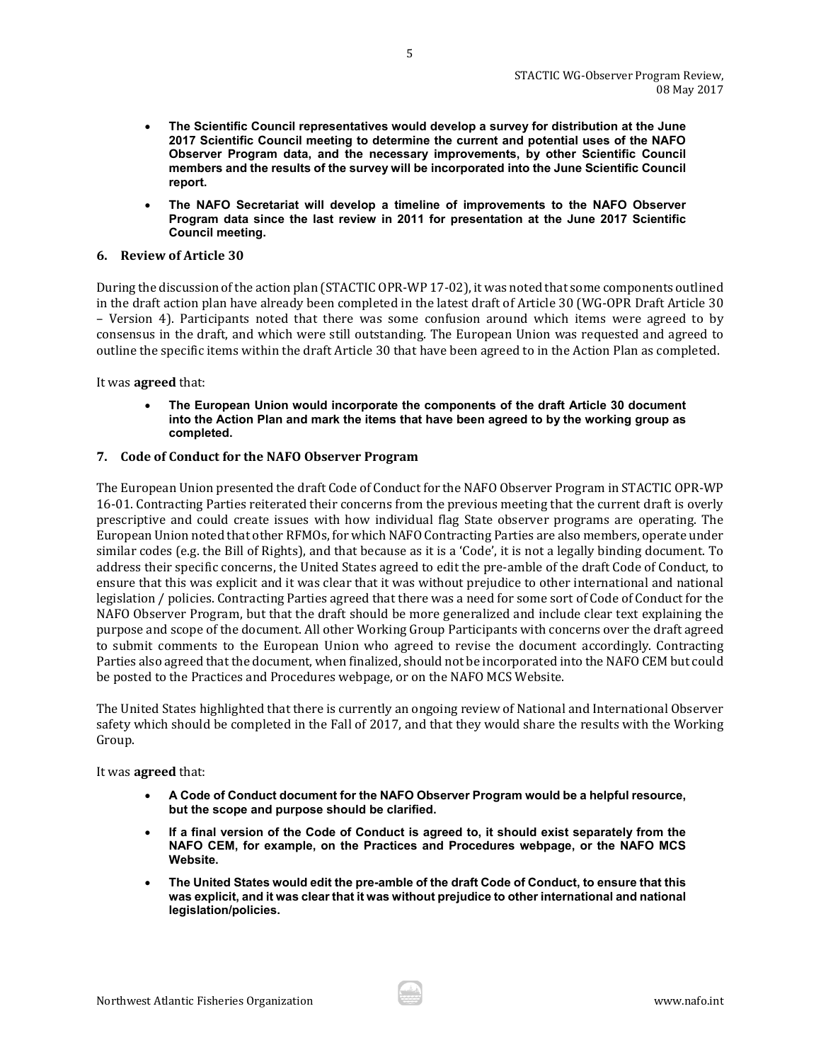- **The Scientific Council representatives would develop a survey for distribution at the June 2017 Scientific Council meeting to determine the current and potential uses of the NAFO Observer Program data, and the necessary improvements, by other Scientific Council members and the results of the survey will be incorporated into the June Scientific Council report.**
- **The NAFO Secretariat will develop a timeline of improvements to the NAFO Observer Program data since the last review in 2011 for presentation at the June 2017 Scientific Council meeting.**

## 6. Review of Article 30

During the discussion of the action plan (STACTIC OPR-WP 17-02), it was noted that some components outlined in the draft action plan have already been completed in the latest draft of Article 30 (WG-OPR Draft Article 30 – Version 4). Participants noted that there was some confusion around which items were agreed to by consensus in the draft, and which were still outstanding. The European Union was requested and agreed to outline the specific items within the draft Article 30 that have been agreed to in the Action Plan as completed.

It was **agreed** that:

- **The European Union would incorporate the components of the draft Article 30 document into the Action Plan and mark the items that have been agreed to by the working group as completed.**

## 7. Code of Conduct for the NAFO Observer Program

The European Union presented the draft Code of Conduct for the NAFO Observer Program in STACTIC OPR-WP 16-01. Contracting Parties reiterated their concerns from the previous meeting that the current draft is overly prescriptive and could create issues with how individual flag State observer programs are operating. The European Union noted that other RFMOs, for which NAFO Contracting Parties are also members, operate under similar codes (e.g. the Bill of Rights), and that because as it is a 'Code', it is not a legally binding document. To address their specific concerns, the United States agreed to edit the pre-amble of the draft Code of Conduct, to ensure that this was explicit and it was clear that it was without prejudice to other international and national legislation / policies. Contracting Parties agreed that there was a need for some sort of Code of Conduct for the NAFO Observer Program, but that the draft should be more generalized and include clear text explaining the purpose and scope of the document. All other Working Group Participants with concerns over the draft agreed to submit comments to the European Union who agreed to revise the document accordingly. Contracting Parties also agreed that the document, when finalized, should not be incorporated into the NAFO CEM but could be posted to the Practices and Procedures webpage, or on the NAFO MCS Website.

The United States highlighted that there is currently an ongoing review of National and International Observer safety which should be completed in the Fall of 2017, and that they would share the results with the Working Group.

It was **agreed** that:

- **A Code of Conduct document for the NAFO Observer Program would be a helpful resource, but the scope and purpose should be clarified.**
- **If a final version of the Code of Conduct is agreed to, it should exist separately from the NAFO CEM, for example, on the Practices and Procedures webpage, or the NAFO MCS Website.**
- **The United States would edit the pre-amble of the draft Code of Conduct, to ensure that this was explicit, and it was clear that it was without prejudice to other international and national legislation/policies.**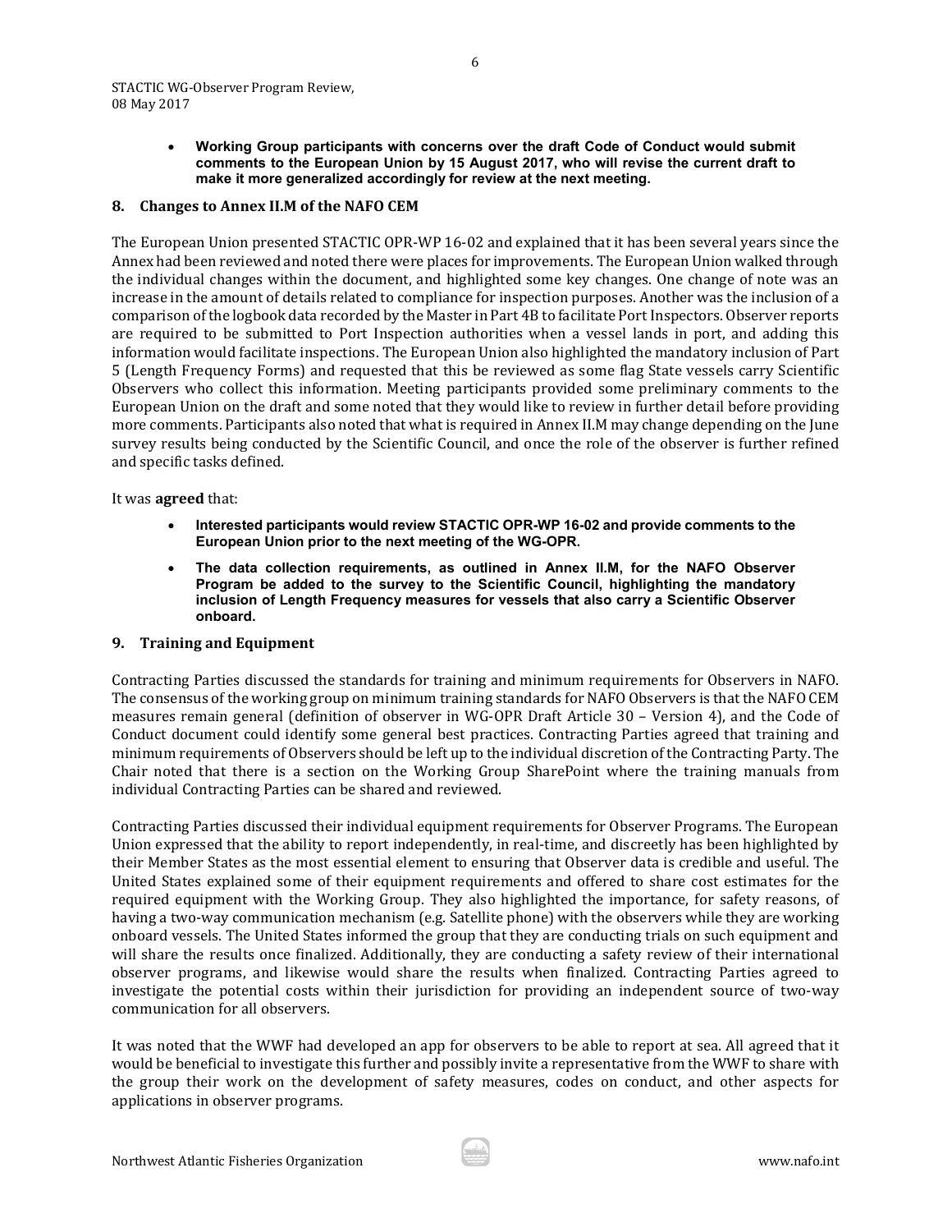- **Working Group participants with concerns over the draft Code of Conduct would submit comments to the European Union by 15 August 2017, who will revise the current draft to make it more generalized accordingly for review at the next meeting.**

## 8. Changes to Annex II.M of the NAFO CEM

The European Union presented STACTIC OPR-WP 16-02 and explained that it has been several years since the Annex had been reviewed and noted there were places for improvements. The European Union walked through the individual changes within the document, and highlighted some key changes. One change of note was an increase in the amount of details related to compliance for inspection purposes. Another was the inclusion of a comparison of the logbook data recorded by the Master in Part 4B to facilitate Port Inspectors. Observer reports are required to be submitted to Port Inspection authorities when a vessel lands in port, and adding this information would facilitate inspections. The European Union also highlighted the mandatory inclusion of Part 5 (Length Frequency Forms) and requested that this be reviewed as some flag State vessels carry Scientific Observers who collect this information. Meeting participants provided some preliminary comments to the European Union on the draft and some noted that they would like to review in further detail before providing more comments. Participants also noted that what is required in Annex II.M may change depending on the June survey results being conducted by the Scientific Council, and once the role of the observer is further refined and specific tasks defined.

It was **agreed** that:

- **Interested participants would review STACTIC OPR-WP 16-02 and provide comments to the European Union prior to the next meeting of the WG-OPR.**
- **The data collection requirements, as outlined in Annex II.M, for the NAFO Observer Program be added to the survey to the Scientific Council, highlighting the mandatory inclusion of Length Frequency measures for vessels that also carry a Scientific Observer onboard.**

## 9. Training and Equipment

Contracting Parties discussed the standards for training and minimum requirements for Observers in NAFO. The consensus of the working group on minimum training standards for NAFO Observers is that the NAFO CEM measures remain general (definition of observer in WG-OPR Draft Article 30 – Version 4), and the Code of Conduct document could identify some general best practices. Contracting Parties agreed that training and minimum requirements of Observers should be left up to the individual discretion of the Contracting Party. The Chair noted that there is a section on the Working Group SharePoint where the training manuals from individual Contracting Parties can be shared and reviewed.

Contracting Parties discussed their individual equipment requirements for Observer Programs. The European Union expressed that the ability to report independently, in real-time, and discreetly has been highlighted by their Member States as the most essential element to ensuring that Observer data is credible and useful. The United States explained some of their equipment requirements and offered to share cost estimates for the required equipment with the Working Group. They also highlighted the importance, for safety reasons, of having a two-way communication mechanism (e.g. Satellite phone) with the observers while they are working onboard vessels. The United States informed the group that they are conducting trials on such equipment and will share the results once finalized. Additionally, they are conducting a safety review of their international observer programs, and likewise would share the results when finalized. Contracting Parties agreed to investigate the potential costs within their jurisdiction for providing an independent source of two-way communication for all observers.

It was noted that the WWF had developed an app for observers to be able to report at sea. All agreed that it would be beneficial to investigate this further and possibly invite a representative from the WWF to share with the group their work on the development of safety measures, codes on conduct, and other aspects for applications in observer programs.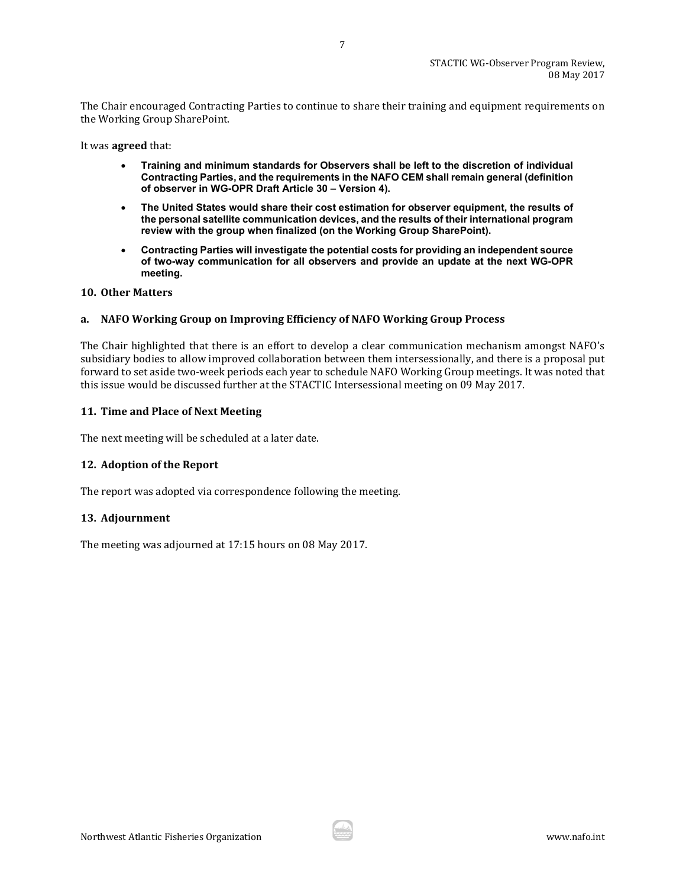The Chair encouraged Contracting Parties to continue to share their training and equipment requirements on the Working Group SharePoint.

It was **agreed** that:

- **Training and minimum standards for Observers shall be left to the discretion of individual Contracting Parties, and the requirements in the NAFO CEM shall remain general (definition of observer in WG-OPR Draft Article 30 – Version 4).**
- **The United States would share their cost estimation for observer equipment, the results of the personal satellite communication devices, and the results of their international program review with the group when finalized (on the Working Group SharePoint).**
- **Contracting Parties will investigate the potential costs for providing an independent source of two-way communication for all observers and provide an update at the next WG-OPR meeting.**

## 10. Other Matters

### a. NAFO Working Group on Improving Efficiency of NAFO Working Group Process

The Chair highlighted that there is an effort to develop a clear communication mechanism amongst NAFO's subsidiary bodies to allow improved collaboration between them intersessionally, and there is a proposal put forward to set aside two-week periods each year to schedule NAFO Working Group meetings. It was noted that this issue would be discussed further at the STACTIC Intersessional meeting on 09 May 2017.

## 11. Time and Place of Next Meeting

The next meeting will be scheduled at a later date.

## 12. Adoption of the Report

The report was adopted via correspondence following the meeting.

## 13. Adjournment

The meeting was adjourned at 17:15 hours on 08 May 2017.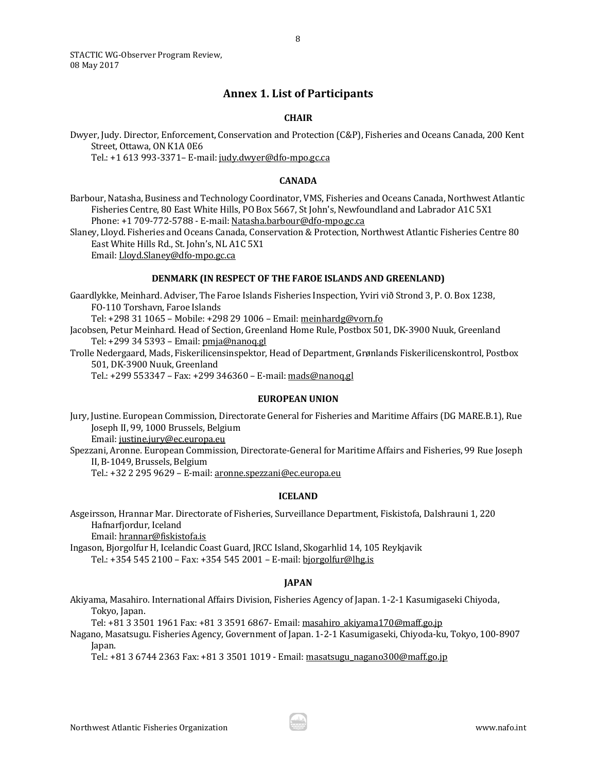## Annex 1. List of Participants

### CHAIR

Dwyer, Judy. Director, Enforcement, Conservation and Protection (C&P), Fisheries and Oceans Canada, 200 Kent Street, Ottawa, ON K1A 0E6
Tel.: +1 613 993-3371– E-mail: judy.dwyer@dfo-mpo.gc.ca

### CANADA

Barbour, Natasha, Business and Technology Coordinator, VMS, Fisheries and Oceans Canada, Northwest Atlantic Fisheries Centre, 80 East White Hills, PO Box 5667, St John's, Newfoundland and Labrador A1C 5X1
Phone: +1 709-772-5788 - E-mail: Natasha.barbour@dfo-mpo.gc.ca

Slaney, Lloyd. Fisheries and Oceans Canada, Conservation & Protection, Northwest Atlantic Fisheries Centre 80 East White Hills Rd., St. John's, NL A1C 5X1
Email: Lloyd.Slaney@dfo-mpo.gc.ca

### DENMARK (IN RESPECT OF THE FAROE ISLANDS AND GREENLAND)

Gaardlykke, Meinhard. Adviser, The Faroe Islands Fisheries Inspection, Yviri við Strond 3, P. O. Box 1238, FO-110 Torshavn, Faroe Islands
Tel: +298 31 1065 – Mobile: +298 29 1006 – Email: meinhardg@vorn.fo

Jacobsen, Petur Meinhard. Head of Section, Greenland Home Rule, Postbox 501, DK-3900 Nuuk, Greenland
Tel: +299 34 5393 – Email: pmja@nanoq.gl

Trolle Nedergaard, Mads, Fiskerilicensinspektor, Head of Department, Grønlands Fiskerilicenskontrol, Postbox 501, DK-3900 Nuuk, Greenland
Tel.: +299 553347 – Fax: +299 346360 – E-mail: mads@nanoq.gl

### EUROPEAN UNION

Jury, Justine. European Commission, Directorate General for Fisheries and Maritime Affairs (DG MARE.B.1), Rue Joseph II, 99, 1000 Brussels, Belgium
Email: justine.jury@ec.europa.eu

Spezzani, Aronne. European Commission, Directorate-General for Maritime Affairs and Fisheries, 99 Rue Joseph II, B-1049, Brussels, Belgium
Tel.: +32 2 295 9629 – E-mail: aronne.spezzani@ec.europa.eu

### ICELAND

Asgeirsson, Hrannar Mar. Directorate of Fisheries, Surveillance Department, Fiskistofa, Dalshrauni 1, 220 Hafnarfjordur, Iceland
Email: hrannar@fiskistofa.is

Ingason, Bjorgolfur H, Icelandic Coast Guard, JRCC Island, Skogarhlid 14, 105 Reykjavik
Tel.: +354 545 2100 – Fax: +354 545 2001 – E-mail: bjorgolfur@lhg.is

### JAPAN

Akiyama, Masahiro. International Affairs Division, Fisheries Agency of Japan. 1-2-1 Kasumigaseki Chiyoda, Tokyo, Japan.
Tel: +81 3 3501 1961 Fax: +81 3 3591 6867- Email: masahiro_akiyama170@maff.go.jp

Nagano, Masatsugu. Fisheries Agency, Government of Japan. 1-2-1 Kasumigaseki, Chiyoda-ku, Tokyo, 100-8907 Japan.
Tel.: +81 3 6744 2363 Fax: +81 3 3501 1019 - Email: masatsugu_nagano300@maff.go.jp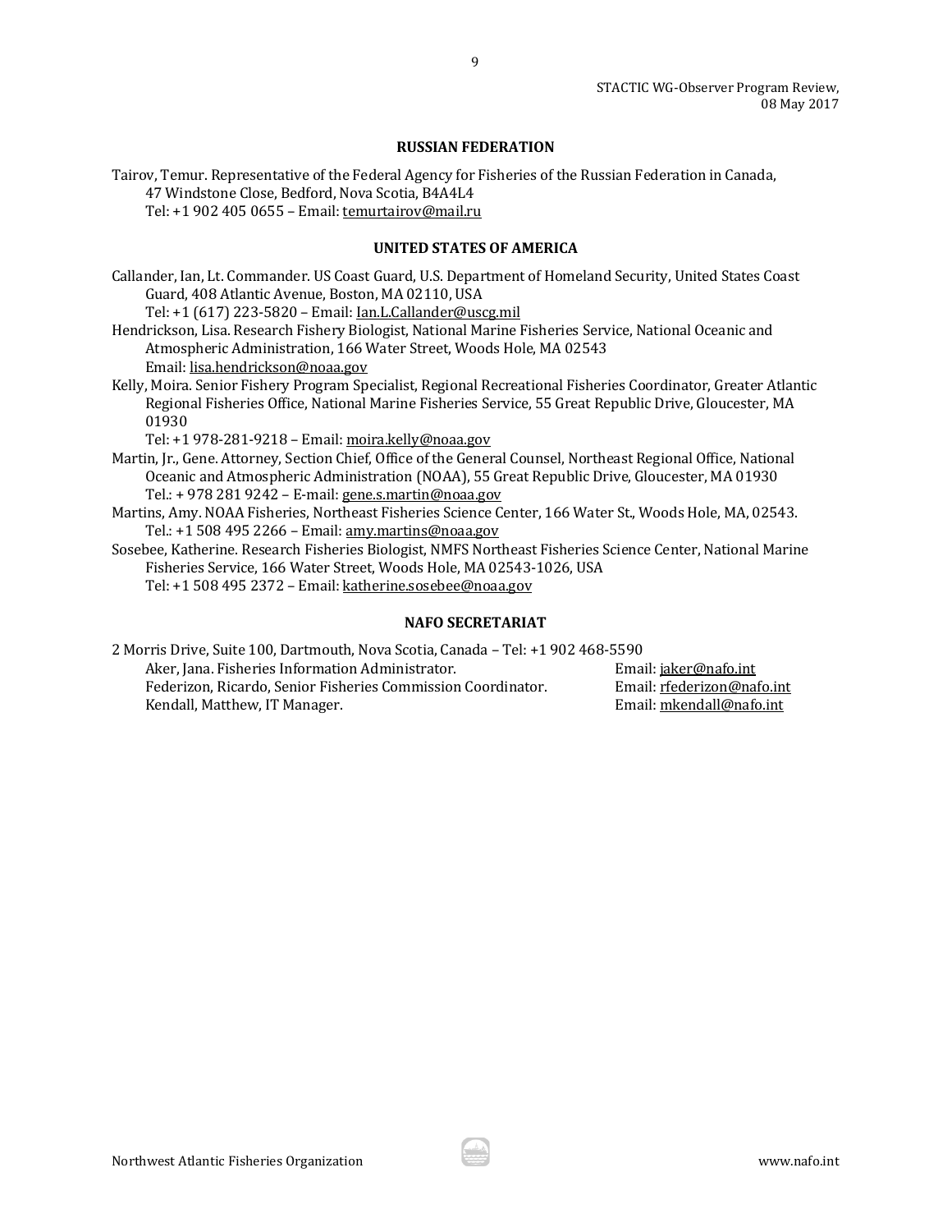### RUSSIAN FEDERATION

Tairov, Temur. Representative of the Federal Agency for Fisheries of the Russian Federation in Canada, 47 Windstone Close, Bedford, Nova Scotia, B4A4L4
Tel: +1 902 405 0655 – Email: temurtairov@mail.ru

### UNITED STATES OF AMERICA

Callander, Ian, Lt. Commander. US Coast Guard, U.S. Department of Homeland Security, United States Coast Guard, 408 Atlantic Avenue, Boston, MA 02110, USA
Tel: +1 (617) 223-5820 – Email: Ian.L.Callander@uscg.mil

Hendrickson, Lisa. Research Fishery Biologist, National Marine Fisheries Service, National Oceanic and Atmospheric Administration, 166 Water Street, Woods Hole, MA 02543
Email: lisa.hendrickson@noaa.gov

Kelly, Moira. Senior Fishery Program Specialist, Regional Recreational Fisheries Coordinator, Greater Atlantic Regional Fisheries Office, National Marine Fisheries Service, 55 Great Republic Drive, Gloucester, MA 01930
Tel: +1 978-281-9218 – Email: moira.kelly@noaa.gov

Martin, Jr., Gene. Attorney, Section Chief, Office of the General Counsel, Northeast Regional Office, National Oceanic and Atmospheric Administration (NOAA), 55 Great Republic Drive, Gloucester, MA 01930
Tel.: + 978 281 9242 – E-mail: gene.s.martin@noaa.gov

Martins, Amy. NOAA Fisheries, Northeast Fisheries Science Center, 166 Water St., Woods Hole, MA, 02543.
Tel.: +1 508 495 2266 – Email: amy.martins@noaa.gov

Sosebee, Katherine. Research Fisheries Biologist, NMFS Northeast Fisheries Science Center, National Marine Fisheries Service, 166 Water Street, Woods Hole, MA 02543-1026, USA
Tel: +1 508 495 2372 – Email: katherine.sosebee@noaa.gov

### NAFO SECRETARIAT

2 Morris Drive, Suite 100, Dartmouth, Nova Scotia, Canada – Tel: +1 902 468-5590

Aker, Jana. Fisheries Information Administrator. Email: jaker@nafo.int
Federizon, Ricardo, Senior Fisheries Commission Coordinator. Email: rfederizon@nafo.int
Kendall, Matthew, IT Manager. Email: mkendall@nafo.int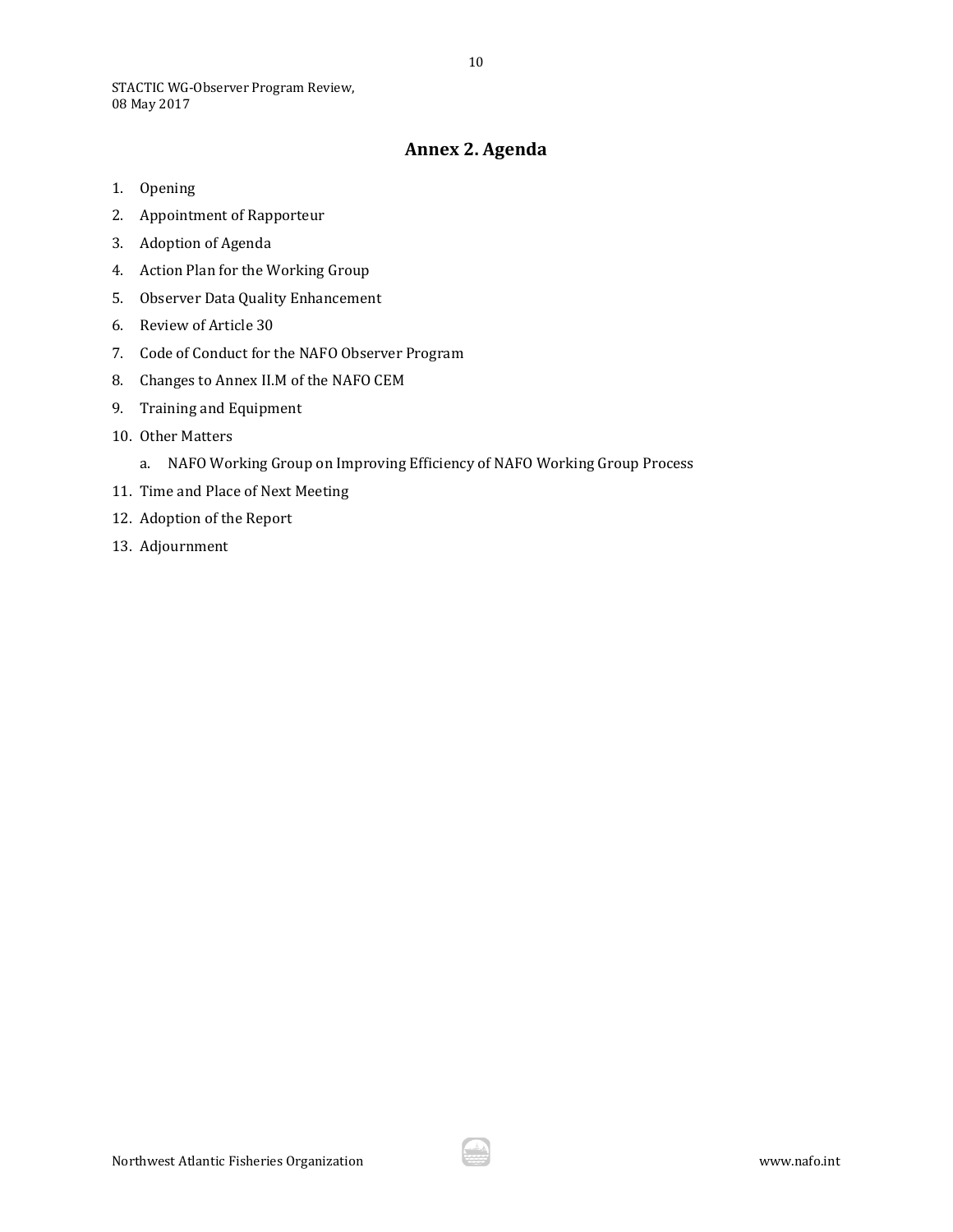## Annex 2. Agenda

1. Opening
2. Appointment of Rapporteur
3. Adoption of Agenda
4. Action Plan for the Working Group
5. Observer Data Quality Enhancement
6. Review of Article 30
7. Code of Conduct for the NAFO Observer Program
8. Changes to Annex II.M of the NAFO CEM
9. Training and Equipment
10. Other Matters
    a. NAFO Working Group on Improving Efficiency of NAFO Working Group Process
11. Time and Place of Next Meeting
12. Adoption of the Report
13. Adjournment